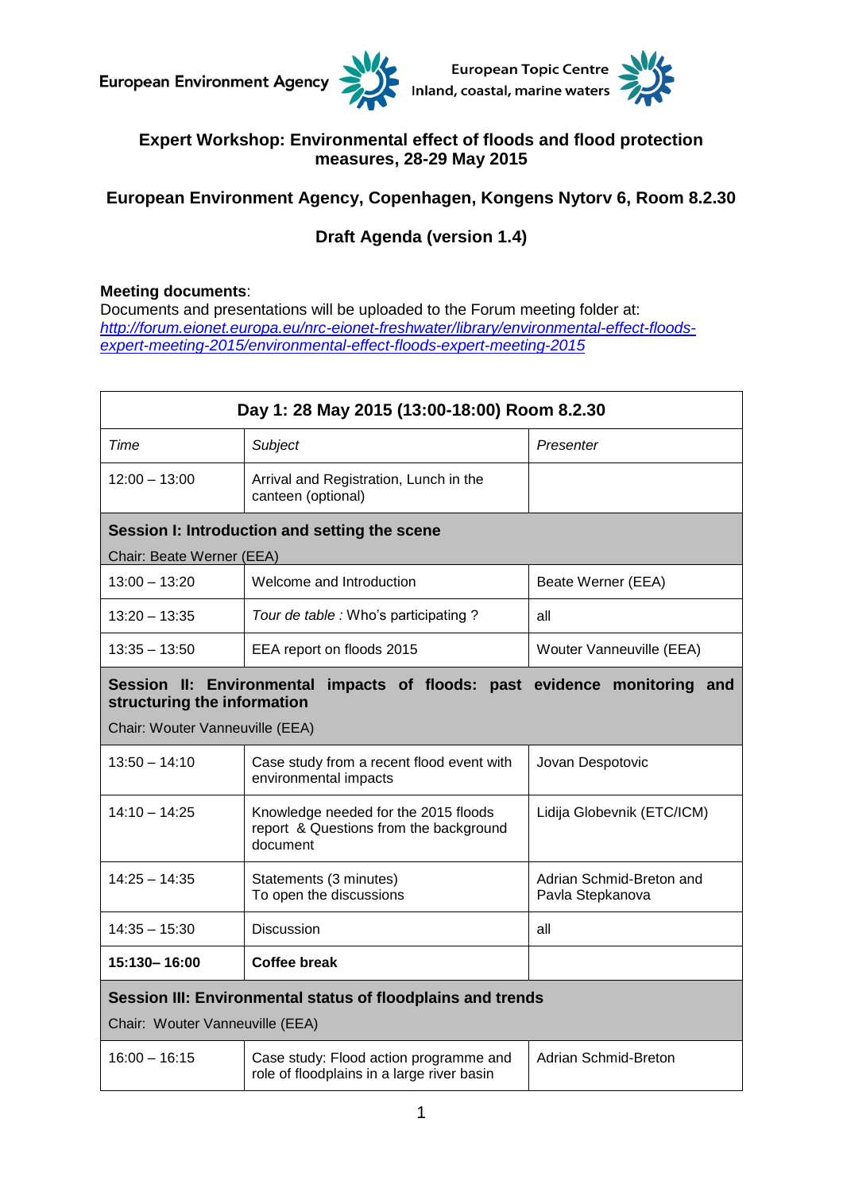European Environment Agency — European Topic Centre Inland, coastal, marine waters

# Expert Workshop: Environmental effect of floods and flood protection measures, 28-29 May 2015

## European Environment Agency, Copenhagen, Kongens Nytorv 6, Room 8.2.30

## Draft Agenda (version 1.4)

**Meeting documents**:
Documents and presentations will be uploaded to the Forum meeting folder at:
*http://forum.eionet.europa.eu/nrc-eionet-freshwater/library/environmental-effect-floods-expert-meeting-2015/environmental-effect-floods-expert-meeting-2015*

| Day 1: 28 May 2015 (13:00-18:00) Room 8.2.30 | | |
|---|---|---|
| *Time* | *Subject* | *Presenter* |
| 12:00 – 13:00 | Arrival and Registration, Lunch in the canteen (optional) | |
| **Session I: Introduction and setting the scene** Chair: Beate Werner (EEA) | | |
| 13:00 – 13:20 | Welcome and Introduction | Beate Werner (EEA) |
| 13:20 – 13:35 | *Tour de table :* Who's participating ? | all |
| 13:35 – 13:50 | EEA report on floods 2015 | Wouter Vanneuville (EEA) |
| **Session II: Environmental impacts of floods: past evidence monitoring and structuring the information** Chair: Wouter Vanneuville (EEA) | | |
| 13:50 – 14:10 | Case study from a recent flood event with environmental impacts | Jovan Despotovic |
| 14:10 – 14:25 | Knowledge needed for the 2015 floods report & Questions from the background document | Lidija Globevnik (ETC/ICM) |
| 14:25 – 14:35 | Statements (3 minutes) To open the discussions | Adrian Schmid-Breton and Pavla Stepkanova |
| 14:35 – 15:30 | Discussion | all |
| **15:130– 16:00** | **Coffee break** | |
| **Session III: Environmental status of floodplains and trends** Chair: Wouter Vanneuville (EEA) | | |
| 16:00 – 16:15 | Case study: Flood action programme and role of floodplains in a large river basin | Adrian Schmid-Breton |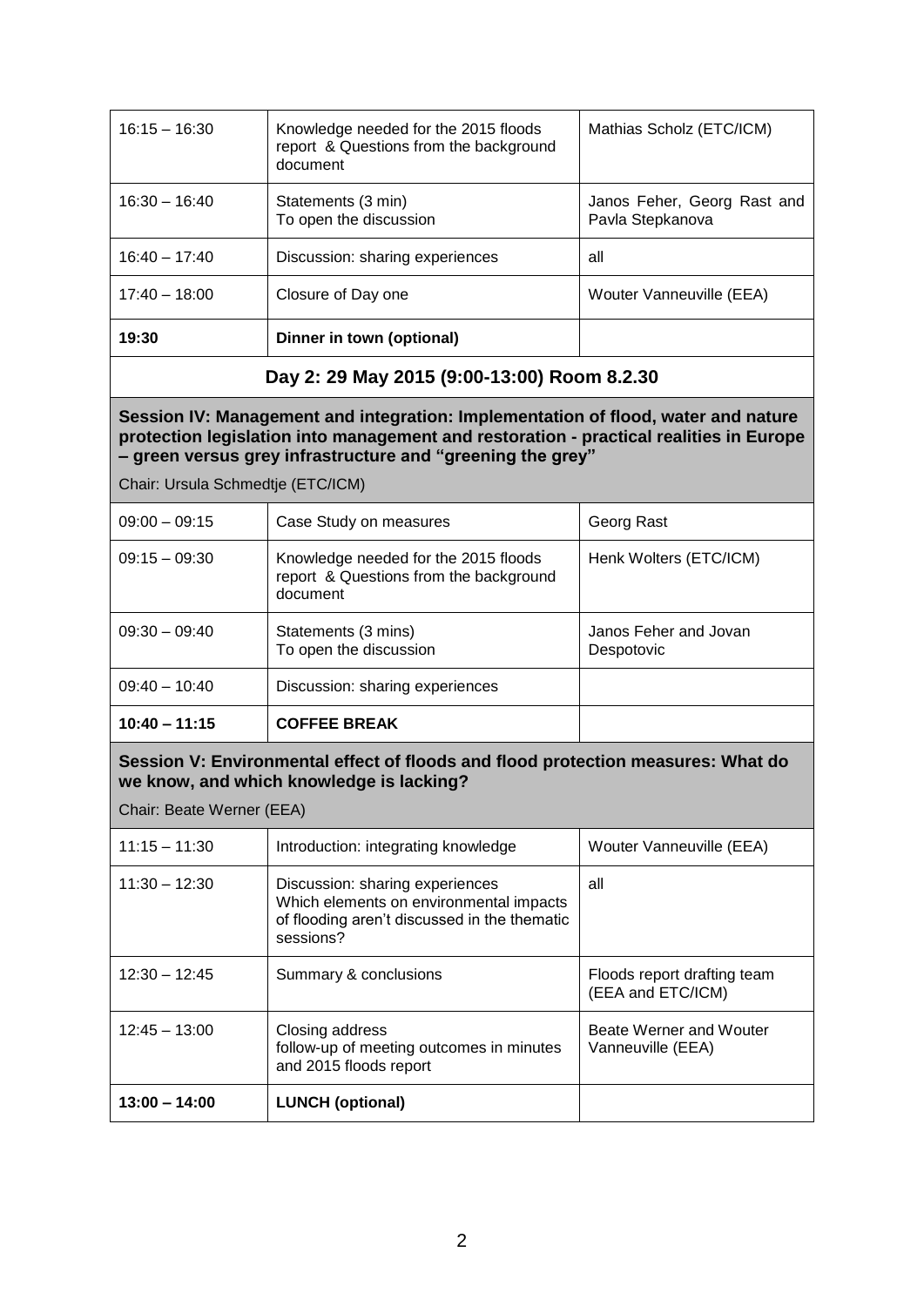| | | |
|---|---|---|
| 16:15 – 16:30 | Knowledge needed for the 2015 floods report & Questions from the background document | Mathias Scholz (ETC/ICM) |
| 16:30 – 16:40 | Statements (3 min)<br>To open the discussion | Janos Feher, Georg Rast and Pavla Stepkanova |
| 16:40 – 17:40 | Discussion: sharing experiences | all |
| 17:40 – 18:00 | Closure of Day one | Wouter Vanneuville (EEA) |
| **19:30** | **Dinner in town (optional)** | |

## Day 2: 29 May 2015 (9:00-13:00) Room 8.2.30

**Session IV: Management and integration: Implementation of flood, water and nature protection legislation into management and restoration - practical realities in Europe – green versus grey infrastructure and "greening the grey"**

Chair: Ursula Schmedtje (ETC/ICM)

| | | |
|---|---|---|
| 09:00 – 09:15 | Case Study on measures | Georg Rast |
| 09:15 – 09:30 | Knowledge needed for the 2015 floods report & Questions from the background document | Henk Wolters (ETC/ICM) |
| 09:30 – 09:40 | Statements (3 mins)<br>To open the discussion | Janos Feher and Jovan Despotovic |
| 09:40 – 10:40 | Discussion: sharing experiences | |
| **10:40 – 11:15** | **COFFEE BREAK** | |

**Session V: Environmental effect of floods and flood protection measures: What do we know, and which knowledge is lacking?**

Chair: Beate Werner (EEA)

| | | |
|---|---|---|
| 11:15 – 11:30 | Introduction: integrating knowledge | Wouter Vanneuville (EEA) |
| 11:30 – 12:30 | Discussion: sharing experiences<br>Which elements on environmental impacts of flooding aren't discussed in the thematic sessions? | all |
| 12:30 – 12:45 | Summary & conclusions | Floods report drafting team (EEA and ETC/ICM) |
| 12:45 – 13:00 | Closing address<br>follow-up of meeting outcomes in minutes and 2015 floods report | Beate Werner and Wouter Vanneuville (EEA) |
| **13:00 – 14:00** | **LUNCH (optional)** | |